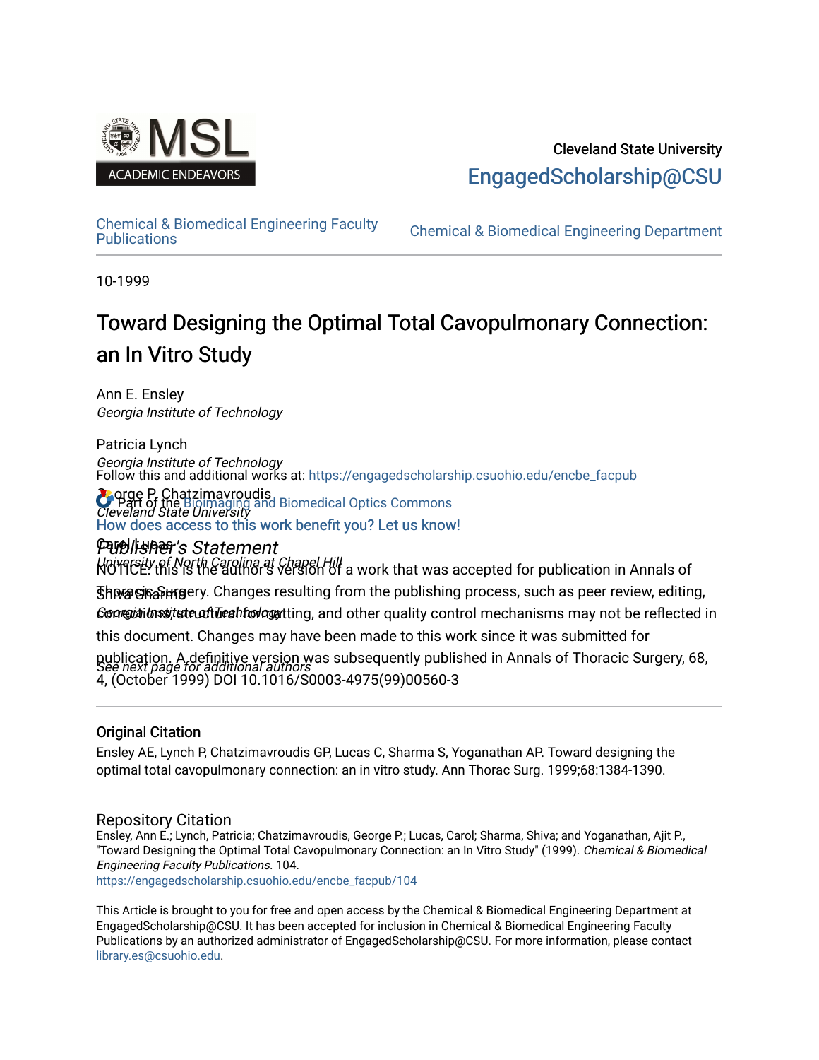Cleveland State University

EngagedScholarship@CSU

Chemical & Biomedical Engineering Faculty Publications

Chemical & Biomedical Engineering Department

10-1999

# Toward Designing the Optimal Total Cavopulmonary Connection: an In Vitro Study

Ann E. Ensley
*Georgia Institute of Technology*

Patricia Lynch
*Georgia Institute of Technology*

George P. Chatzimavroudis
*Cleveland State University*

Carol Lucas
*University of North Carolina at Chapel Hill*

Shiva Sharma
*Georgia Institute of Technology*

*See next page for additional authors*

Follow this and additional works at: https://engagedscholarship.csuohio.edu/encbe_facpub

Part of the Bioimaging and Biomedical Optics Commons

How does access to this work benefit you? Let us know!

## *Publisher's Statement*

NOTICE: this is the author's version of a work that was accepted for publication in Annals of Thoracic Surgery. Changes resulting from the publishing process, such as peer review, editing, corrections, structural formatting, and other quality control mechanisms may not be reflected in this document. Changes may have been made to this work since it was submitted for publication. A definitive version was subsequently published in Annals of Thoracic Surgery, 68, 4, (October 1999) DOI 10.1016/S0003-4975(99)00560-3

### Original Citation

Ensley AE, Lynch P, Chatzimavroudis GP, Lucas C, Sharma S, Yoganathan AP. Toward designing the optimal total cavopulmonary connection: an in vitro study. Ann Thorac Surg. 1999;68:1384-1390.

### Repository Citation

Ensley, Ann E.; Lynch, Patricia; Chatzimavroudis, George P.; Lucas, Carol; Sharma, Shiva; and Yoganathan, Ajit P., "Toward Designing the Optimal Total Cavopulmonary Connection: an In Vitro Study" (1999). *Chemical & Biomedical Engineering Faculty Publications*. 104.
https://engagedscholarship.csuohio.edu/encbe_facpub/104

This Article is brought to you for free and open access by the Chemical & Biomedical Engineering Department at EngagedScholarship@CSU. It has been accepted for inclusion in Chemical & Biomedical Engineering Faculty Publications by an authorized administrator of EngagedScholarship@CSU. For more information, please contact library.es@csuohio.edu.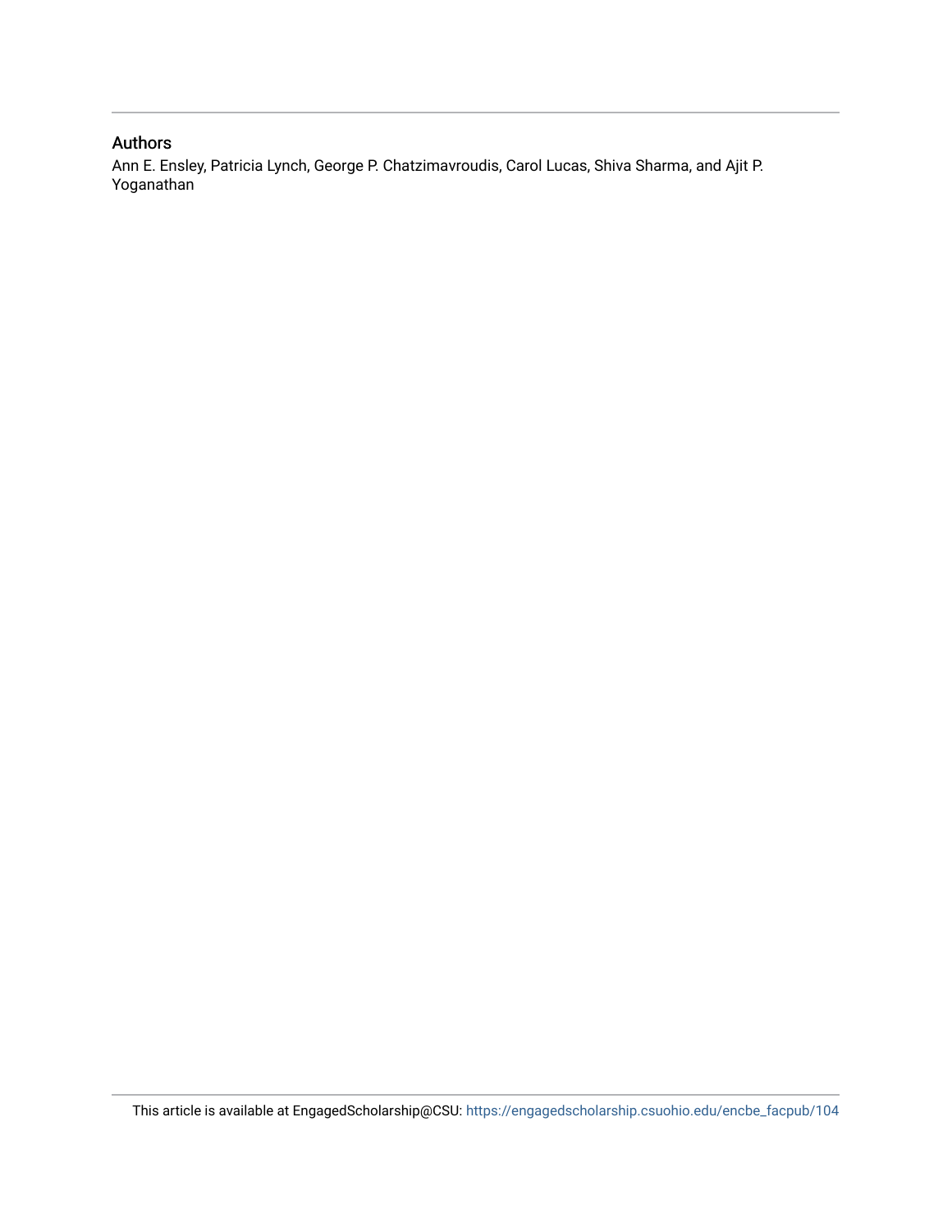## Authors

Ann E. Ensley, Patricia Lynch, George P. Chatzimavroudis, Carol Lucas, Shiva Sharma, and Ajit P. Yoganathan

This article is available at EngagedScholarship@CSU: https://engagedscholarship.csuohio.edu/encbe_facpub/104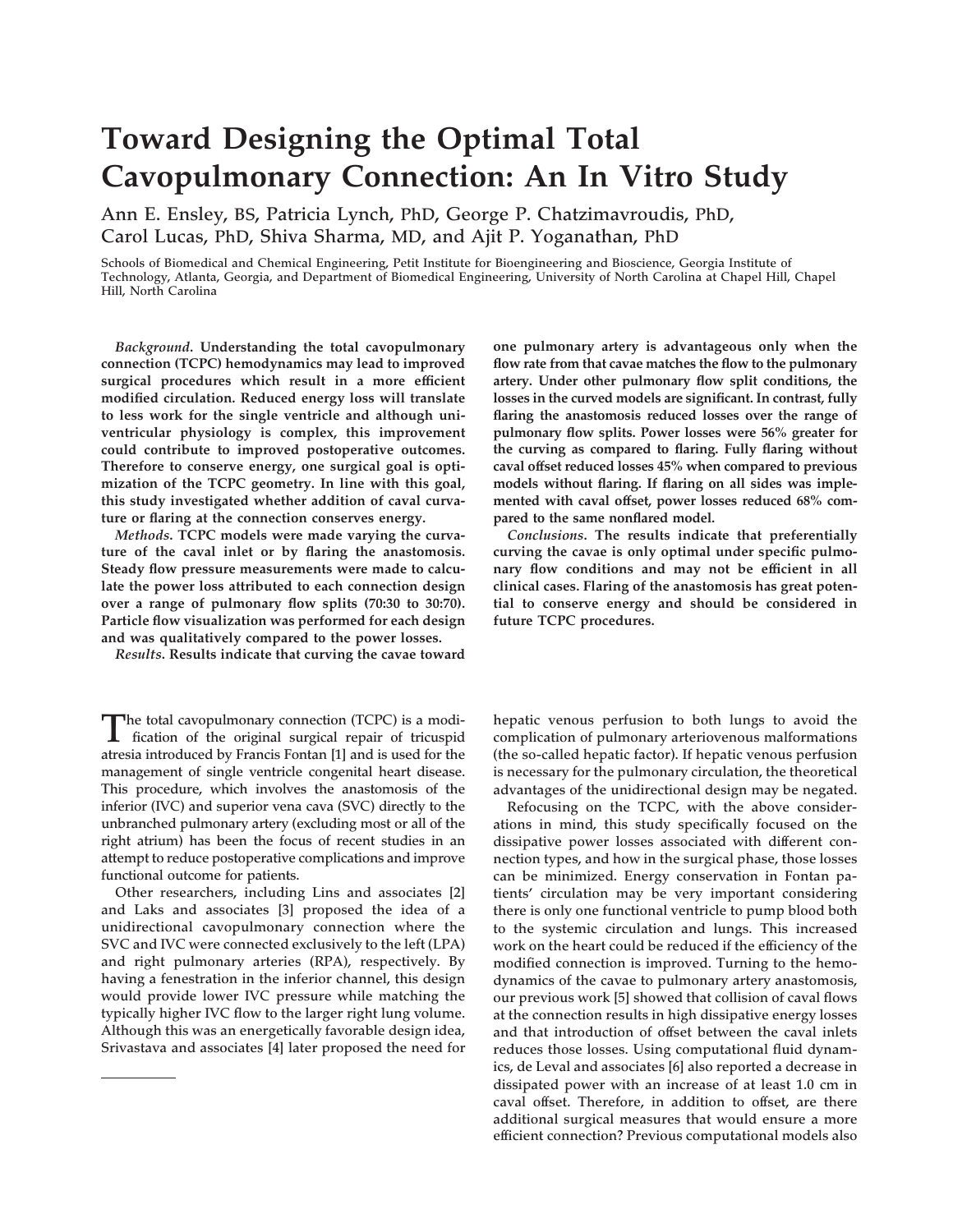# Toward Designing the Optimal Total Cavopulmonary Connection: An In Vitro Study

Ann E. Ensley, BS, Patricia Lynch, PhD, George P. Chatzimavroudis, PhD, Carol Lucas, PhD, Shiva Sharma, MD, and Ajit P. Yoganathan, PhD

Schools of Biomedical and Chemical Engineering, Petit Institute for Bioengineering and Bioscience, Georgia Institute of Technology, Atlanta, Georgia, and Department of Biomedical Engineering, University of North Carolina at Chapel Hill, Chapel Hill, North Carolina

*Background*. **Understanding the total cavopulmonary connection (TCPC) hemodynamics may lead to improved surgical procedures which result in a more efficient modified circulation. Reduced energy loss will translate to less work for the single ventricle and although univentricular physiology is complex, this improvement could contribute to improved postoperative outcomes. Therefore to conserve energy, one surgical goal is optimization of the TCPC geometry. In line with this goal, this study investigated whether addition of caval curvature or flaring at the connection conserves energy.**

*Methods*. **TCPC models were made varying the curvature of the caval inlet or by flaring the anastomosis. Steady flow pressure measurements were made to calculate the power loss attributed to each connection design over a range of pulmonary flow splits (70:30 to 30:70). Particle flow visualization was performed for each design and was qualitatively compared to the power losses.**

*Results*. **Results indicate that curving the cavae toward one pulmonary artery is advantageous only when the flow rate from that cavae matches the flow to the pulmonary artery. Under other pulmonary flow split conditions, the losses in the curved models are significant. In contrast, fully flaring the anastomosis reduced losses over the range of pulmonary flow splits. Power losses were 56% greater for the curving as compared to flaring. Fully flaring without caval offset reduced losses 45% when compared to previous models without flaring. If flaring on all sides was implemented with caval offset, power losses reduced 68% compared to the same nonflared model.**

*Conclusions*. **The results indicate that preferentially curving the cavae is only optimal under specific pulmonary flow conditions and may not be efficient in all clinical cases. Flaring of the anastomosis has great potential to conserve energy and should be considered in future TCPC procedures.**

The total cavopulmonary connection (TCPC) is a modification of the original surgical repair of tricuspid atresia introduced by Francis Fontan [1] and is used for the management of single ventricle congenital heart disease. This procedure, which involves the anastomosis of the inferior (IVC) and superior vena cava (SVC) directly to the unbranched pulmonary artery (excluding most or all of the right atrium) has been the focus of recent studies in an attempt to reduce postoperative complications and improve functional outcome for patients.

Other researchers, including Lins and associates [2] and Laks and associates [3] proposed the idea of a unidirectional cavopulmonary connection where the SVC and IVC were connected exclusively to the left (LPA) and right pulmonary arteries (RPA), respectively. By having a fenestration in the inferior channel, this design would provide lower IVC pressure while matching the typically higher IVC flow to the larger right lung volume. Although this was an energetically favorable design idea, Srivastava and associates [4] later proposed the need for hepatic venous perfusion to both lungs to avoid the complication of pulmonary arteriovenous malformations (the so-called hepatic factor). If hepatic venous perfusion is necessary for the pulmonary circulation, the theoretical advantages of the unidirectional design may be negated.

Refocusing on the TCPC, with the above considerations in mind, this study specifically focused on the dissipative power losses associated with different connection types, and how in the surgical phase, those losses can be minimized. Energy conservation in Fontan patients' circulation may be very important considering there is only one functional ventricle to pump blood both to the systemic circulation and lungs. This increased work on the heart could be reduced if the efficiency of the modified connection is improved. Turning to the hemodynamics of the cavae to pulmonary artery anastomosis, our previous work [5] showed that collision of caval flows at the connection results in high dissipative energy losses and that introduction of offset between the caval inlets reduces those losses. Using computational fluid dynamics, de Leval and associates [6] also reported a decrease in dissipated power with an increase of at least 1.0 cm in caval offset. Therefore, in addition to offset, are there additional surgical measures that would ensure a more efficient connection? Previous computational models also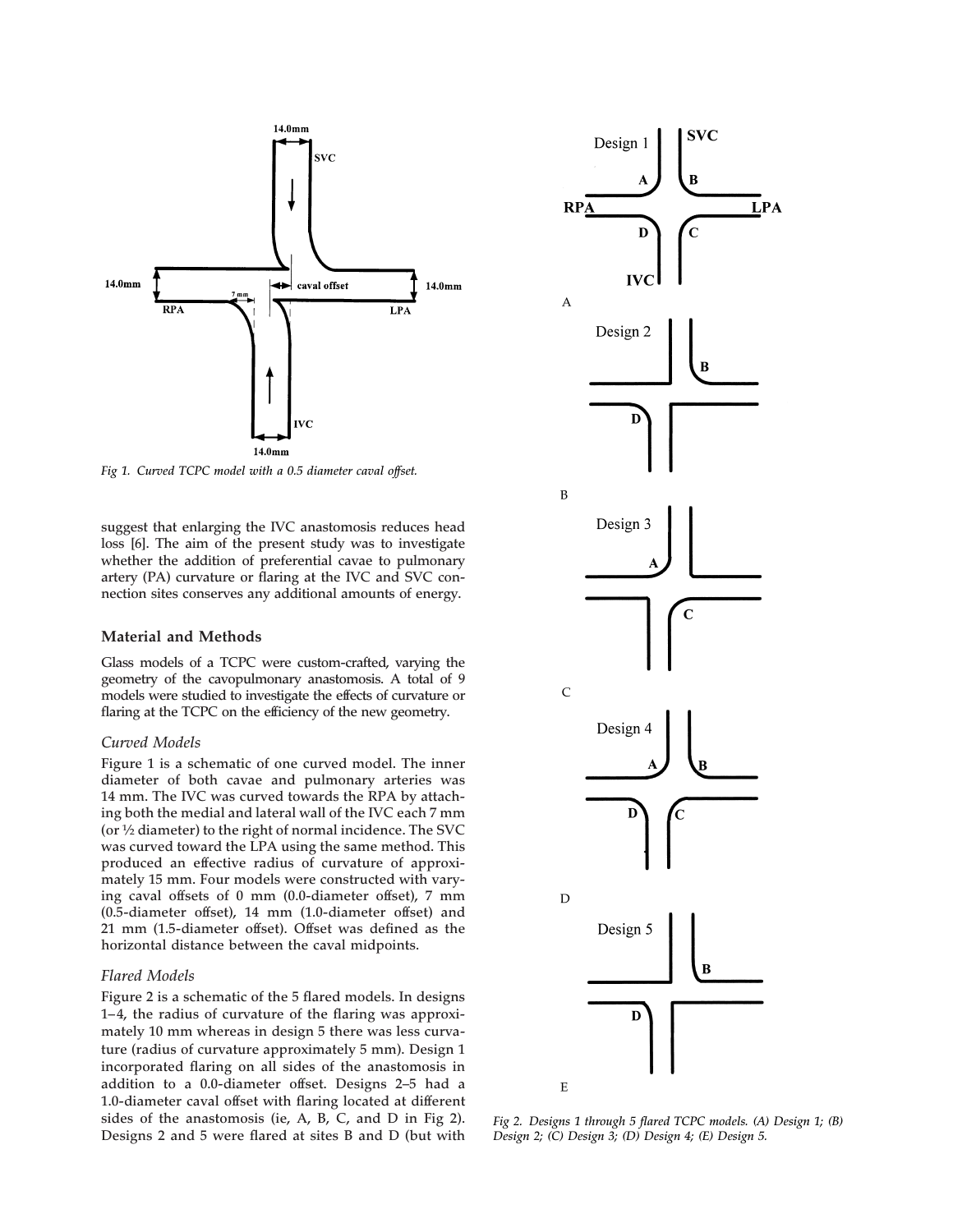Fig 1. Curved TCPC model with a 0.5 diameter caval offset.

suggest that enlarging the IVC anastomosis reduces head loss [6]. The aim of the present study was to investigate whether the addition of preferential cavae to pulmonary artery (PA) curvature or flaring at the IVC and SVC connection sites conserves any additional amounts of energy.

## Material and Methods

Glass models of a TCPC were custom-crafted, varying the geometry of the cavopulmonary anastomosis. A total of 9 models were studied to investigate the effects of curvature or flaring at the TCPC on the efficiency of the new geometry.

### Curved Models

Figure 1 is a schematic of one curved model. The inner diameter of both cavae and pulmonary arteries was 14 mm. The IVC was curved towards the RPA by attaching both the medial and lateral wall of the IVC each 7 mm (or ½ diameter) to the right of normal incidence. The SVC was curved toward the LPA using the same method. This produced an effective radius of curvature of approximately 15 mm. Four models were constructed with varying caval offsets of 0 mm (0.0-diameter offset), 7 mm (0.5-diameter offset), 14 mm (1.0-diameter offset) and 21 mm (1.5-diameter offset). Offset was defined as the horizontal distance between the caval midpoints.

### Flared Models

Figure 2 is a schematic of the 5 flared models. In designs 1–4, the radius of curvature of the flaring was approximately 10 mm whereas in design 5 there was less curvature (radius of curvature approximately 5 mm). Design 1 incorporated flaring on all sides of the anastomosis in addition to a 0.0-diameter offset. Designs 2–5 had a 1.0-diameter caval offset with flaring located at different sides of the anastomosis (ie, A, B, C, and D in Fig 2). Designs 2 and 5 were flared at sites B and D (but with

Fig 2. Designs 1 through 5 flared TCPC models. (A) Design 1; (B) Design 2; (C) Design 3; (D) Design 4; (E) Design 5.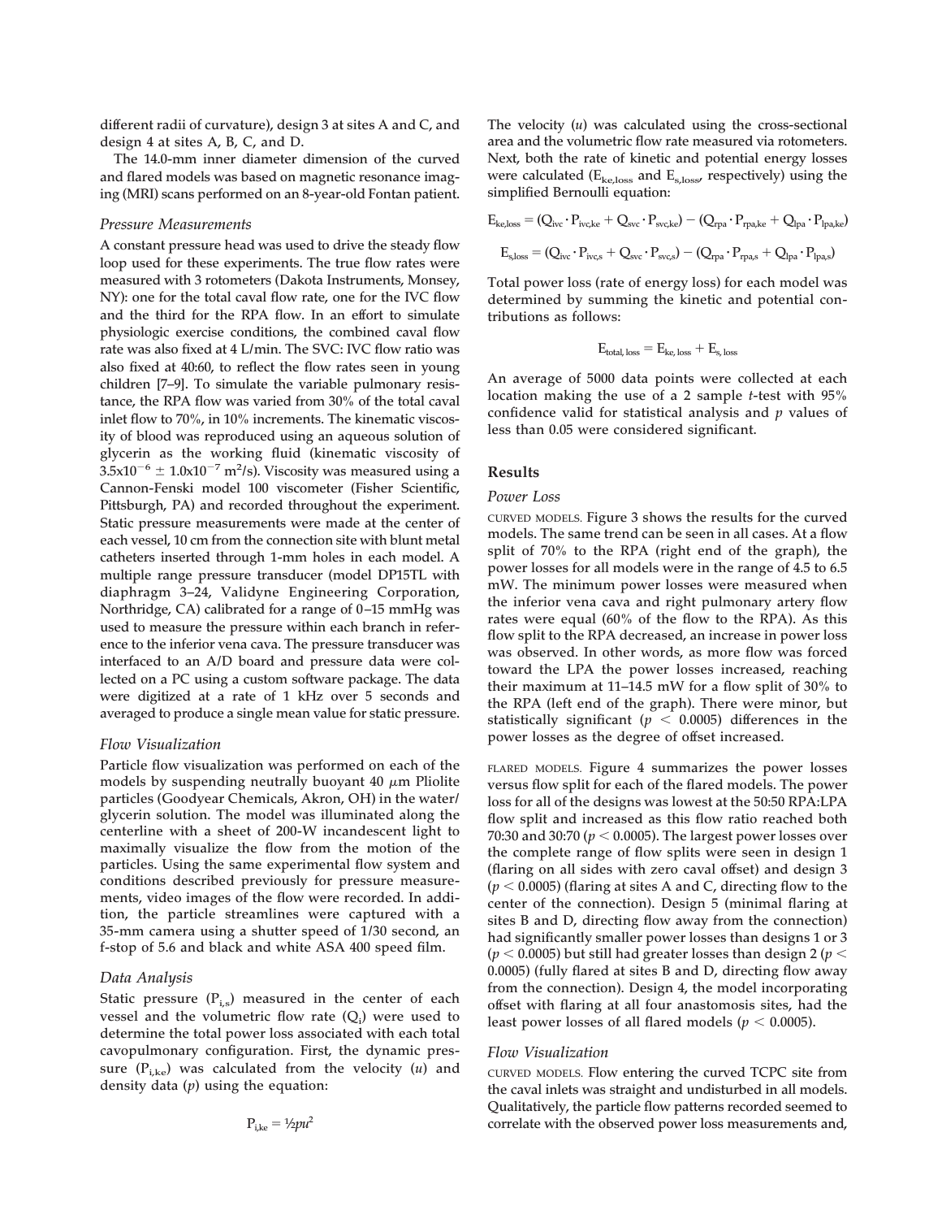different radii of curvature), design 3 at sites A and C, and design 4 at sites A, B, C, and D.

The 14.0-mm inner diameter dimension of the curved and flared models was based on magnetic resonance imaging (MRI) scans performed on an 8-year-old Fontan patient.

### *Pressure Measurements*

A constant pressure head was used to drive the steady flow loop used for these experiments. The true flow rates were measured with 3 rotometers (Dakota Instruments, Monsey, NY): one for the total caval flow rate, one for the IVC flow and the third for the RPA flow. In an effort to simulate physiologic exercise conditions, the combined caval flow rate was also fixed at 4 L/min. The SVC: IVC flow ratio was also fixed at 40:60, to reflect the flow rates seen in young children [7–9]. To simulate the variable pulmonary resistance, the RPA flow was varied from 30% of the total caval inlet flow to 70%, in 10% increments. The kinematic viscosity of blood was reproduced using an aqueous solution of glycerin as the working fluid (kinematic viscosity of $3.5 \times 10^{-6} \pm 1.0 \times 10^{-7}$ m$^2$/s). Viscosity was measured using a Cannon-Fenski model 100 viscometer (Fisher Scientific, Pittsburgh, PA) and recorded throughout the experiment. Static pressure measurements were made at the center of each vessel, 10 cm from the connection site with blunt metal catheters inserted through 1-mm holes in each model. A multiple range pressure transducer (model DP15TL with diaphragm 3–24, Validyne Engineering Corporation, Northridge, CA) calibrated for a range of 0–15 mmHg was used to measure the pressure within each branch in reference to the inferior vena cava. The pressure transducer was interfaced to an A/D board and pressure data were collected on a PC using a custom software package. The data were digitized at a rate of 1 kHz over 5 seconds and averaged to produce a single mean value for static pressure.

### *Flow Visualization*

Particle flow visualization was performed on each of the models by suspending neutrally buoyant 40 $\mu$m Pliolite particles (Goodyear Chemicals, Akron, OH) in the water/glycerin solution. The model was illuminated along the centerline with a sheet of 200-W incandescent light to maximally visualize the flow from the motion of the particles. Using the same experimental flow system and conditions described previously for pressure measurements, video images of the flow were recorded. In addition, the particle streamlines were captured with a 35-mm camera using a shutter speed of 1/30 second, an f-stop of 5.6 and black and white ASA 400 speed film.

### *Data Analysis*

Static pressure ($P_{i,s}$) measured in the center of each vessel and the volumetric flow rate ($Q_i$) were used to determine the total power loss associated with each total cavopulmonary configuration. First, the dynamic pressure ($P_{i,ke}$) was calculated from the velocity ($u$) and density data ($\rho$) using the equation:

$$P_{i,ke} = \frac{1}{2}\rho u^2$$

The velocity ($u$) was calculated using the cross-sectional area and the volumetric flow rate measured via rotometers. Next, both the rate of kinetic and potential energy losses were calculated ($E_{ke,loss}$ and $E_{s,loss}$, respectively) using the simplified Bernoulli equation:

$$E_{ke,loss} = (Q_{ivc} \cdot P_{ivc,ke} + Q_{svc} \cdot P_{svc,ke}) - (Q_{rpa} \cdot P_{rpa,ke} + Q_{lpa} \cdot P_{lpa,ke})$$

$$E_{s,loss} = (Q_{ivc} \cdot P_{ivc,s} + Q_{svc} \cdot P_{svc,s}) - (Q_{rpa} \cdot P_{rpa,s} + Q_{lpa} \cdot P_{lpa,s})$$

Total power loss (rate of energy loss) for each model was determined by summing the kinetic and potential contributions as follows:

$$E_{total,\,loss} = E_{ke,\,loss} + E_{s,\,loss}$$

An average of 5000 data points were collected at each location making the use of a 2 sample $t$-test with 95% confidence valid for statistical analysis and $p$ values of less than 0.05 were considered significant.

## Results

### *Power Loss*

CURVED MODELS. Figure 3 shows the results for the curved models. The same trend can be seen in all cases. At a flow split of 70% to the RPA (right end of the graph), the power losses for all models were in the range of 4.5 to 6.5 mW. The minimum power losses were measured when the inferior vena cava and right pulmonary artery flow rates were equal (60% of the flow to the RPA). As this flow split to the RPA decreased, an increase in power loss was observed. In other words, as more flow was forced toward the LPA the power losses increased, reaching their maximum at 11–14.5 mW for a flow split of 30% to the RPA (left end of the graph). There were minor, but statistically significant ($p < 0.0005$) differences in the power losses as the degree of offset increased.

FLARED MODELS. Figure 4 summarizes the power losses versus flow split for each of the flared models. The power loss for all of the designs was lowest at the 50:50 RPA:LPA flow split and increased as this flow ratio reached both 70:30 and 30:70 ($p < 0.0005$). The largest power losses over the complete range of flow splits were seen in design 1 (flaring on all sides with zero caval offset) and design 3 ($p < 0.0005$) (flaring at sites A and C, directing flow to the center of the connection). Design 5 (minimal flaring at sites B and D, directing flow away from the connection) had significantly smaller power losses than designs 1 or 3 ($p < 0.0005$) but still had greater losses than design 2 ($p < 0.0005$) (fully flared at sites B and D, directing flow away from the connection). Design 4, the model incorporating offset with flaring at all four anastomosis sites, had the least power losses of all flared models ($p < 0.0005$).

### *Flow Visualization*

CURVED MODELS. Flow entering the curved TCPC site from the caval inlets was straight and undisturbed in all models. Qualitatively, the particle flow patterns recorded seemed to correlate with the observed power loss measurements and,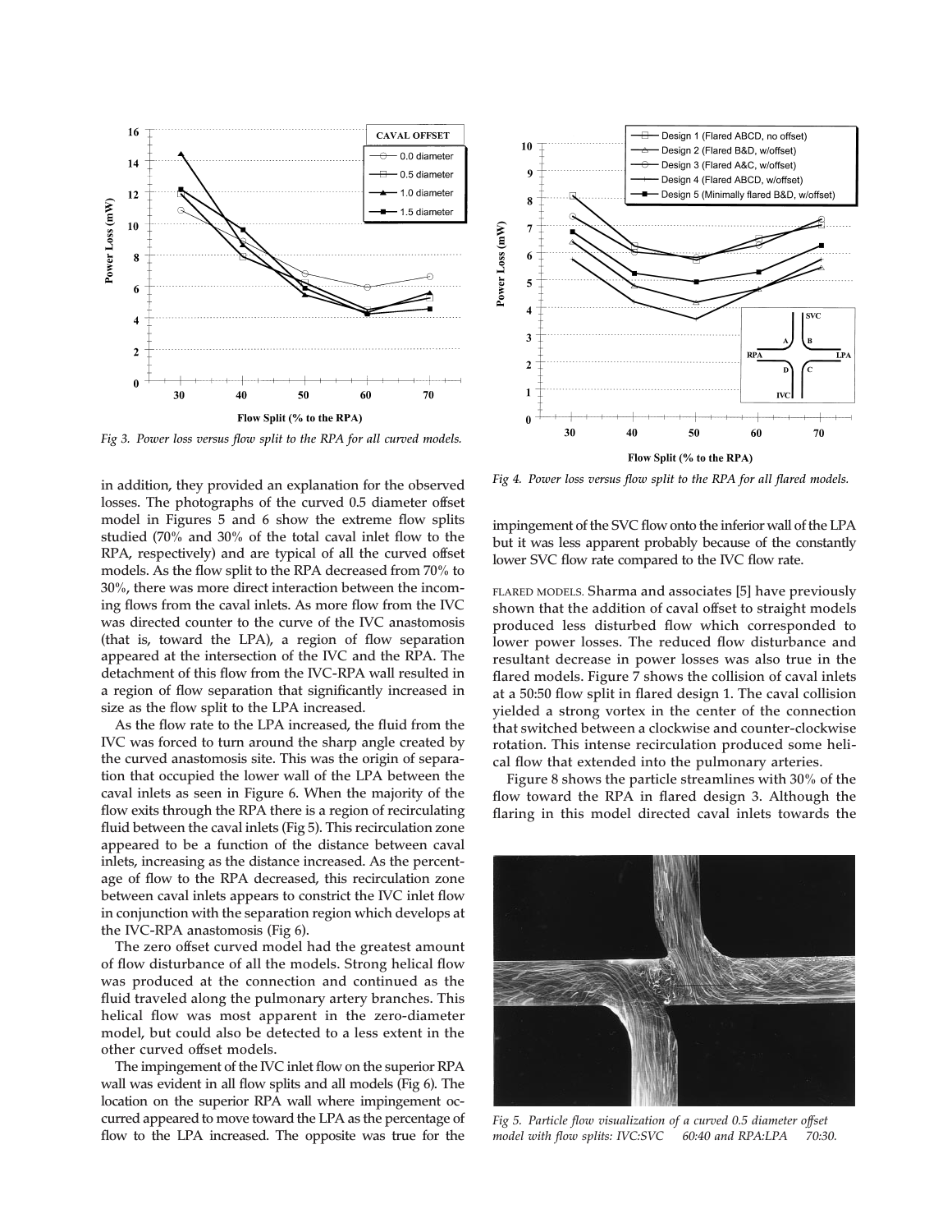Fig 3. *Power loss versus flow split to the RPA for all curved models.*

Fig 4. *Power loss versus flow split to the RPA for all flared models.*

in addition, they provided an explanation for the observed losses. The photographs of the curved 0.5 diameter offset model in Figures 5 and 6 show the extreme flow splits studied (70% and 30% of the total caval inlet flow to the RPA, respectively) and are typical of all the curved offset models. As the flow split to the RPA decreased from 70% to 30%, there was more direct interaction between the incoming flows from the caval inlets. As more flow from the IVC was directed counter to the curve of the IVC anastomosis (that is, toward the LPA), a region of flow separation appeared at the intersection of the IVC and the RPA. The detachment of this flow from the IVC-RPA wall resulted in a region of flow separation that significantly increased in size as the flow split to the LPA increased.

As the flow rate to the LPA increased, the fluid from the IVC was forced to turn around the sharp angle created by the curved anastomosis site. This was the origin of separation that occupied the lower wall of the LPA between the caval inlets as seen in Figure 6. When the majority of the flow exits through the RPA there is a region of recirculating fluid between the caval inlets (Fig 5). This recirculation zone appeared to be a function of the distance between caval inlets, increasing as the distance increased. As the percentage of flow to the RPA decreased, this recirculation zone between caval inlets appears to constrict the IVC inlet flow in conjunction with the separation region which develops at the IVC-RPA anastomosis (Fig 6).

The zero offset curved model had the greatest amount of flow disturbance of all the models. Strong helical flow was produced at the connection and continued as the fluid traveled along the pulmonary artery branches. This helical flow was most apparent in the zero-diameter model, but could also be detected to a less extent in the other curved offset models.

The impingement of the IVC inlet flow on the superior RPA wall was evident in all flow splits and all models (Fig 6). The location on the superior RPA wall where impingement occurred appeared to move toward the LPA as the percentage of flow to the LPA increased. The opposite was true for the impingement of the SVC flow onto the inferior wall of the LPA but it was less apparent probably because of the constantly lower SVC flow rate compared to the IVC flow rate.

FLARED MODELS. Sharma and associates [5] have previously shown that the addition of caval offset to straight models produced less disturbed flow which corresponded to lower power losses. The reduced flow disturbance and resultant decrease in power losses was also true in the flared models. Figure 7 shows the collision of caval inlets at a 50:50 flow split in flared design 1. The caval collision yielded a strong vortex in the center of the connection that switched between a clockwise and counter-clockwise rotation. This intense recirculation produced some helical flow that extended into the pulmonary arteries.

Figure 8 shows the particle streamlines with 30% of the flow toward the RPA in flared design 3. Although the flaring in this model directed caval inlets towards the

Fig 5. *Particle flow visualization of a curved 0.5 diameter offset model with flow splits: IVC:SVC 60:40 and RPA:LPA 70:30.*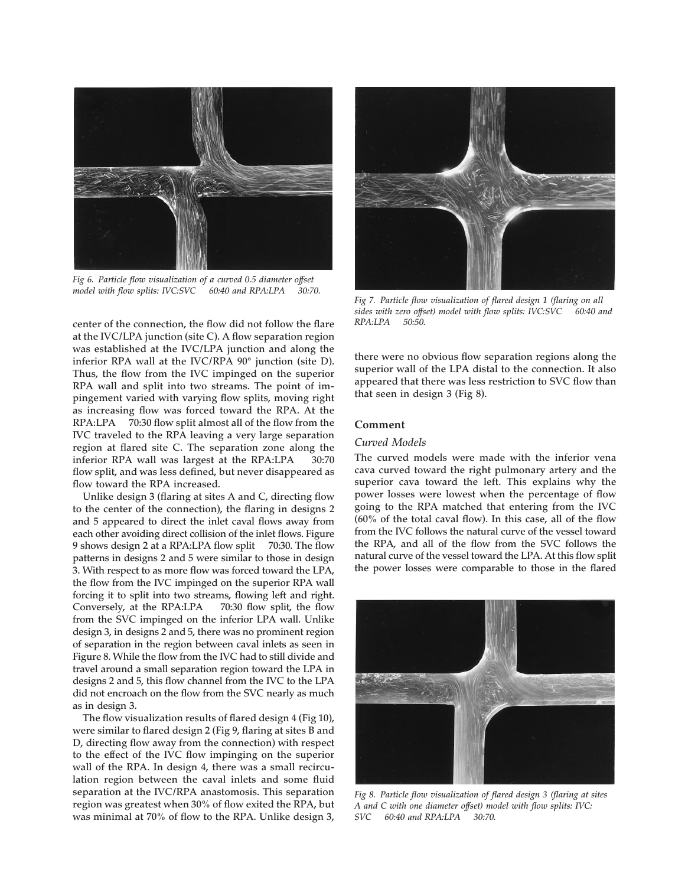Fig 6. Particle flow visualization of a curved 0.5 diameter offset model with flow splits: IVC:SVC = 60:40 and RPA:LPA = 30:70.

Fig 7. Particle flow visualization of flared design 1 (flaring on all sides with zero offset) model with flow splits: IVC:SVC = 60:40 and RPA:LPA = 50:50.

center of the connection, the flow did not follow the flare at the IVC/LPA junction (site C). A flow separation region was established at the IVC/LPA junction and along the inferior RPA wall at the IVC/RPA 90° junction (site D). Thus, the flow from the IVC impinged on the superior RPA wall and split into two streams. The point of impingement varied with varying flow splits, moving right as increasing flow was forced toward the RPA. At the RPA:LPA = 70:30 flow split almost all of the flow from the IVC traveled to the RPA leaving a very large separation region at flared site C. The separation zone along the inferior RPA wall was largest at the RPA:LPA = 30:70 flow split, and was less defined, but never disappeared as flow toward the RPA increased.

Unlike design 3 (flaring at sites A and C, directing flow to the center of the connection), the flaring in designs 2 and 5 appeared to direct the inlet caval flows away from each other avoiding direct collision of the inlet flows. Figure 9 shows design 2 at a RPA:LPA flow split = 70:30. The flow patterns in designs 2 and 5 were similar to those in design 3. With respect to as more flow was forced toward the LPA, the flow from the IVC impinged on the superior RPA wall forcing it to split into two streams, flowing left and right. Conversely, at the RPA:LPA = 70:30 flow split, the flow from the SVC impinged on the inferior LPA wall. Unlike design 3, in designs 2 and 5, there was no prominent region of separation in the region between caval inlets as seen in Figure 8. While the flow from the IVC had to still divide and travel around a small separation region toward the LPA in designs 2 and 5, this flow channel from the IVC to the LPA did not encroach on the flow from the SVC nearly as much as in design 3.

The flow visualization results of flared design 4 (Fig 10), were similar to flared design 2 (Fig 9, flaring at sites B and D, directing flow away from the connection) with respect to the effect of the IVC flow impinging on the superior wall of the RPA. In design 4, there was a small recirculation region between the caval inlets and some fluid separation at the IVC/RPA anastomosis. This separation region was greatest when 30% of flow exited the RPA, but was minimal at 70% of flow to the RPA. Unlike design 3, there were no obvious flow separation regions along the superior wall of the LPA distal to the connection. It also appeared that there was less restriction to SVC flow than that seen in design 3 (Fig 8).

## Comment

### Curved Models

The curved models were made with the inferior vena cava curved toward the right pulmonary artery and the superior cava toward the left. This explains why the power losses were lowest when the percentage of flow going to the RPA matched that entering from the IVC (60% of the total caval flow). In this case, all of the flow from the IVC follows the natural curve of the vessel toward the RPA, and all of the flow from the SVC follows the natural curve of the vessel toward the LPA. At this flow split the power losses were comparable to those in the flared

Fig 8. Particle flow visualization of flared design 3 (flaring at sites A and C with one diameter offset) model with flow splits: IVC:SVC = 60:40 and RPA:LPA = 30:70.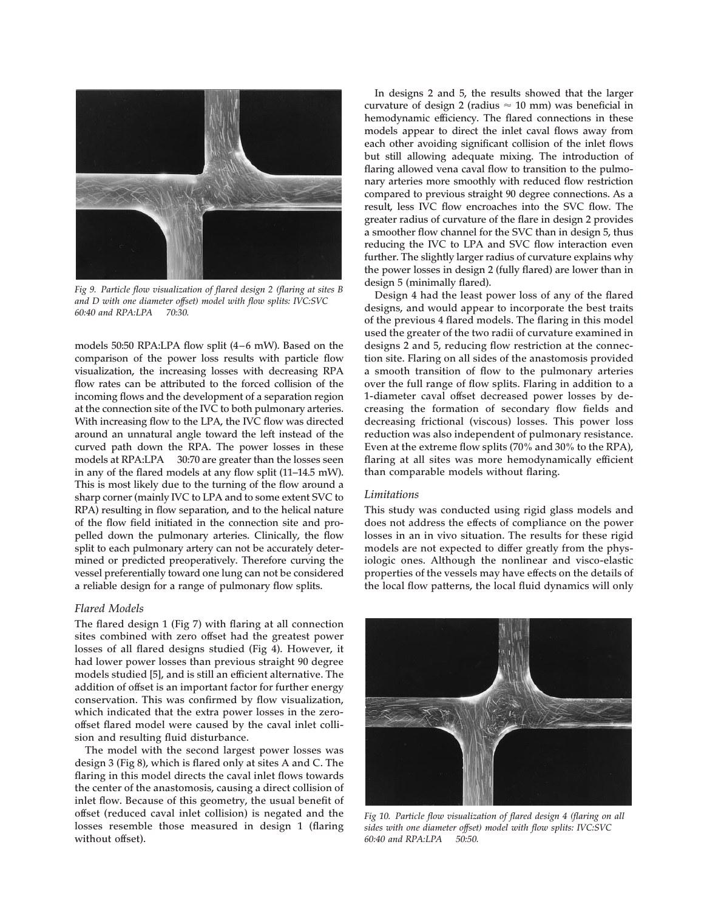*Fig 9. Particle flow visualization of flared design 2 (flaring at sites B and D with one diameter offset) model with flow splits: IVC:SVC 60:40 and RPA:LPA 70:30.*

models 50:50 RPA:LPA flow split (4–6 mW). Based on the comparison of the power loss results with particle flow visualization, the increasing losses with decreasing RPA flow rates can be attributed to the forced collision of the incoming flows and the development of a separation region at the connection site of the IVC to both pulmonary arteries. With increasing flow to the LPA, the IVC flow was directed around an unnatural angle toward the left instead of the curved path down the RPA. The power losses in these models at RPA:LPA 30:70 are greater than the losses seen in any of the flared models at any flow split (11–14.5 mW). This is most likely due to the turning of the flow around a sharp corner (mainly IVC to LPA and to some extent SVC to RPA) resulting in flow separation, and to the helical nature of the flow field initiated in the connection site and propelled down the pulmonary arteries. Clinically, the flow split to each pulmonary artery can not be accurately determined or predicted preoperatively. Therefore curving the vessel preferentially toward one lung can not be considered a reliable design for a range of pulmonary flow splits.

### Flared Models

The flared design 1 (Fig 7) with flaring at all connection sites combined with zero offset had the greatest power losses of all flared designs studied (Fig 4). However, it had lower power losses than previous straight 90 degree models studied [5], and is still an efficient alternative. The addition of offset is an important factor for further energy conservation. This was confirmed by flow visualization, which indicated that the extra power losses in the zero-offset flared model were caused by the caval inlet collision and resulting fluid disturbance.

The model with the second largest power losses was design 3 (Fig 8), which is flared only at sites A and C. The flaring in this model directs the caval inlet flows towards the center of the anastomosis, causing a direct collision of inlet flow. Because of this geometry, the usual benefit of offset (reduced caval inlet collision) is negated and the losses resemble those measured in design 1 (flaring without offset).

In designs 2 and 5, the results showed that the larger curvature of design 2 (radius $\approx$ 10 mm) was beneficial in hemodynamic efficiency. The flared connections in these models appear to direct the inlet caval flows away from each other avoiding significant collision of the inlet flows but still allowing adequate mixing. The introduction of flaring allowed vena caval flow to transition to the pulmonary arteries more smoothly with reduced flow restriction compared to previous straight 90 degree connections. As a result, less IVC flow encroaches into the SVC flow. The greater radius of curvature of the flare in design 2 provides a smoother flow channel for the SVC than in design 5, thus reducing the IVC to LPA and SVC flow interaction even further. The slightly larger radius of curvature explains why the power losses in design 2 (fully flared) are lower than in design 5 (minimally flared).

Design 4 had the least power loss of any of the flared designs, and would appear to incorporate the best traits of the previous 4 flared models. The flaring in this model used the greater of the two radii of curvature examined in designs 2 and 5, reducing flow restriction at the connection site. Flaring on all sides of the anastomosis provided a smooth transition of flow to the pulmonary arteries over the full range of flow splits. Flaring in addition to a 1-diameter caval offset decreased power losses by decreasing the formation of secondary flow fields and decreasing frictional (viscous) losses. This power loss reduction was also independent of pulmonary resistance. Even at the extreme flow splits (70% and 30% to the RPA), flaring at all sites was more hemodynamically efficient than comparable models without flaring.

### Limitations

This study was conducted using rigid glass models and does not address the effects of compliance on the power losses in an in vivo situation. The results for these rigid models are not expected to differ greatly from the physiologic ones. Although the nonlinear and visco-elastic properties of the vessels may have effects on the details of the local flow patterns, the local fluid dynamics will only

*Fig 10. Particle flow visualization of flared design 4 (flaring on all sides with one diameter offset) model with flow splits: IVC:SVC 60:40 and RPA:LPA 50:50.*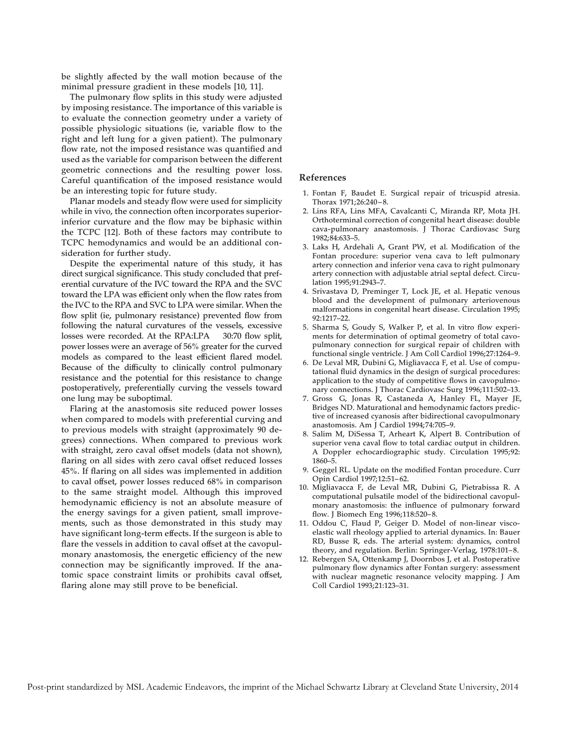be slightly affected by the wall motion because of the minimal pressure gradient in these models [10, 11].

The pulmonary flow splits in this study were adjusted by imposing resistance. The importance of this variable is to evaluate the connection geometry under a variety of possible physiologic situations (ie, variable flow to the right and left lung for a given patient). The pulmonary flow rate, not the imposed resistance was quantified and used as the variable for comparison between the different geometric connections and the resulting power loss. Careful quantification of the imposed resistance would be an interesting topic for future study.

Planar models and steady flow were used for simplicity while in vivo, the connection often incorporates superior-inferior curvature and the flow may be biphasic within the TCPC [12]. Both of these factors may contribute to TCPC hemodynamics and would be an additional consideration for further study.

Despite the experimental nature of this study, it has direct surgical significance. This study concluded that preferential curvature of the IVC toward the RPA and the SVC toward the LPA was efficient only when the flow rates from the IVC to the RPA and SVC to LPA were similar. When the flow split (ie, pulmonary resistance) prevented flow from following the natural curvatures of the vessels, excessive losses were recorded. At the RPA:LPA 30:70 flow split, power losses were an average of 56% greater for the curved models as compared to the least efficient flared model. Because of the difficulty to clinically control pulmonary resistance and the potential for this resistance to change postoperatively, preferentially curving the vessels toward one lung may be suboptimal.

Flaring at the anastomosis site reduced power losses when compared to models with preferential curving and to previous models with straight (approximately 90 degrees) connections. When compared to previous work with straight, zero caval offset models (data not shown), flaring on all sides with zero caval offset reduced losses 45%. If flaring on all sides was implemented in addition to caval offset, power losses reduced 68% in comparison to the same straight model. Although this improved hemodynamic efficiency is not an absolute measure of the energy savings for a given patient, small improvements, such as those demonstrated in this study may have significant long-term effects. If the surgeon is able to flare the vessels in addition to caval offset at the cavopulmonary anastomosis, the energetic efficiency of the new connection may be significantly improved. If the anatomic space constraint limits or prohibits caval offset, flaring alone may still prove to be beneficial.

## References

1. Fontan F, Baudet E. Surgical repair of tricuspid atresia. Thorax 1971;26:240–8.
2. Lins RFA, Lins MFA, Cavalcanti C, Miranda RP, Mota JH. Orthoterminal correction of congenital heart disease: double cava-pulmonary anastomosis. J Thorac Cardiovasc Surg 1982;84:633–5.
3. Laks H, Ardehali A, Grant PW, et al. Modification of the Fontan procedure: superior vena cava to left pulmonary artery connection and inferior vena cava to right pulmonary artery connection with adjustable atrial septal defect. Circulation 1995;91:2943–7.
4. Srivastava D, Preminger T, Lock JE, et al. Hepatic venous blood and the development of pulmonary arteriovenous malformations in congenital heart disease. Circulation 1995; 92:1217–22.
5. Sharma S, Goudy S, Walker P, et al. In vitro flow experiments for determination of optimal geometry of total cavopulmonary connection for surgical repair of children with functional single ventricle. J Am Coll Cardiol 1996;27:1264–9.
6. De Leval MR, Dubini G, Migliavacca F, et al. Use of computational fluid dynamics in the design of surgical procedures: application to the study of competitive flows in cavopulmonary connections. J Thorac Cardiovasc Surg 1996;111:502–13.
7. Gross G, Jonas R, Castaneda A, Hanley FL, Mayer JE, Bridges ND. Maturational and hemodynamic factors predictive of increased cyanosis after bidirectional cavopulmonary anastomosis. Am J Cardiol 1994;74:705–9.
8. Salim M, DiSessa T, Arheart K, Alpert B. Contribution of superior vena caval flow to total cardiac output in children. A Doppler echocardiographic study. Circulation 1995;92: 1860–5.
9. Geggel RL. Update on the modified Fontan procedure. Curr Opin Cardiol 1997;12:51–62.
10. Migliavacca F, de Leval MR, Dubini G, Pietrabissa R. A computational pulsatile model of the bidirectional cavopulmonary anastomosis: the influence of pulmonary forward flow. J Biomech Eng 1996;118:520–8.
11. Oddou C, Flaud P, Geiger D. Model of non-linear viscoelastic wall rheology applied to arterial dynamics. In: Bauer RD, Busse R, eds. The arterial system: dynamics, control theory, and regulation. Berlin: Springer-Verlag, 1978:101–8.
12. Rebergen SA, Ottenkamp J, Doornbos J, et al. Postoperative pulmonary flow dynamics after Fontan surgery: assessment with nuclear magnetic resonance velocity mapping. J Am Coll Cardiol 1993;21:123–31.

Post-print standardized by MSL Academic Endeavors, the imprint of the Michael Schwartz Library at Cleveland State University, 2014